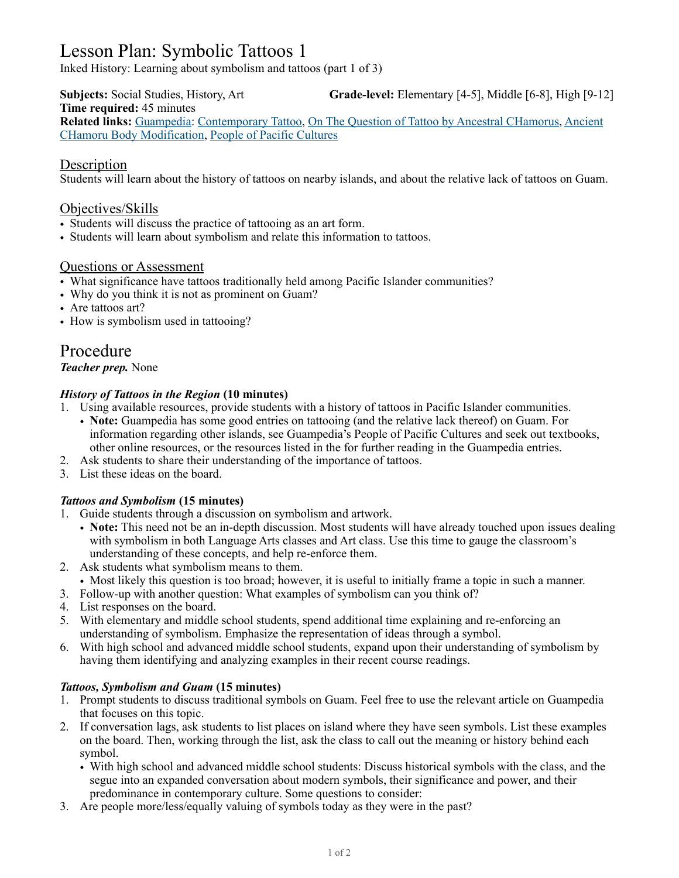# Lesson Plan: Symbolic Tattoos 1

Inked History: Learning about symbolism and tattoos (part 1 of 3)

**Subjects:** Social Studies, History, Art
**Grade-level:** Elementary [4-5], Middle [6-8], High [9-12]
**Time required:** 45 minutes
**Related links:** Guampedia: Contemporary Tattoo, On The Question of Tattoo by Ancestral CHamorus, Ancient CHamoru Body Modification, People of Pacific Cultures

## Description

Students will learn about the history of tattoos on nearby islands, and about the relative lack of tattoos on Guam.

## Objectives/Skills

- Students will discuss the practice of tattooing as an art form.
- Students will learn about symbolism and relate this information to tattoos.

## Questions or Assessment

- What significance have tattoos traditionally held among Pacific Islander communities?
- Why do you think it is not as prominent on Guam?
- Are tattoos art?
- How is symbolism used in tattooing?

# Procedure

***Teacher prep.*** None

***History of Tattoos in the Region*** **(10 minutes)**

1. Using available resources, provide students with a history of tattoos in Pacific Islander communities.
   - **Note:** Guampedia has some good entries on tattooing (and the relative lack thereof) on Guam. For information regarding other islands, see Guampedia's People of Pacific Cultures and seek out textbooks, other online resources, or the resources listed in the for further reading in the Guampedia entries.
2. Ask students to share their understanding of the importance of tattoos.
3. List these ideas on the board.

***Tattoos and Symbolism*** **(15 minutes)**

1. Guide students through a discussion on symbolism and artwork.
   - **Note:** This need not be an in-depth discussion. Most students will have already touched upon issues dealing with symbolism in both Language Arts classes and Art class. Use this time to gauge the classroom's understanding of these concepts, and help re-enforce them.
2. Ask students what symbolism means to them.
   - Most likely this question is too broad; however, it is useful to initially frame a topic in such a manner.
3. Follow-up with another question: What examples of symbolism can you think of?
4. List responses on the board.
5. With elementary and middle school students, spend additional time explaining and re-enforcing an understanding of symbolism. Emphasize the representation of ideas through a symbol.
6. With high school and advanced middle school students, expand upon their understanding of symbolism by having them identifying and analyzing examples in their recent course readings.

***Tattoos, Symbolism and Guam*** **(15 minutes)**

1. Prompt students to discuss traditional symbols on Guam. Feel free to use the relevant article on Guampedia that focuses on this topic.
2. If conversation lags, ask students to list places on island where they have seen symbols. List these examples on the board. Then, working through the list, ask the class to call out the meaning or history behind each symbol.
   - With high school and advanced middle school students: Discuss historical symbols with the class, and the segue into an expanded conversation about modern symbols, their significance and power, and their predominance in contemporary culture. Some questions to consider:
3. Are people more/less/equally valuing of symbols today as they were in the past?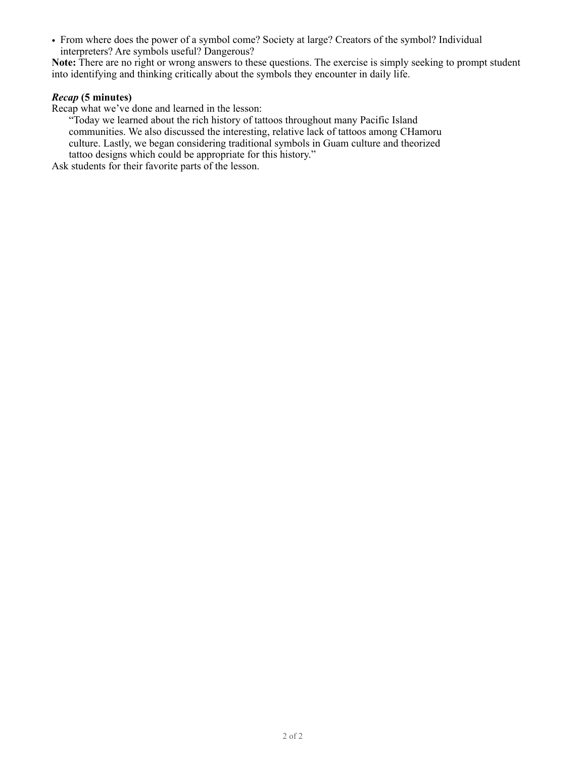- From where does the power of a symbol come? Society at large? Creators of the symbol? Individual interpreters? Are symbols useful? Dangerous?

**Note:** There are no right or wrong answers to these questions. The exercise is simply seeking to prompt student into identifying and thinking critically about the symbols they encounter in daily life.

***Recap*** **(5 minutes)**

Recap what we've done and learned in the lesson:

> "Today we learned about the rich history of tattoos throughout many Pacific Island communities. We also discussed the interesting, relative lack of tattoos among CHamoru culture. Lastly, we began considering traditional symbols in Guam culture and theorized tattoo designs which could be appropriate for this history."

Ask students for their favorite parts of the lesson.